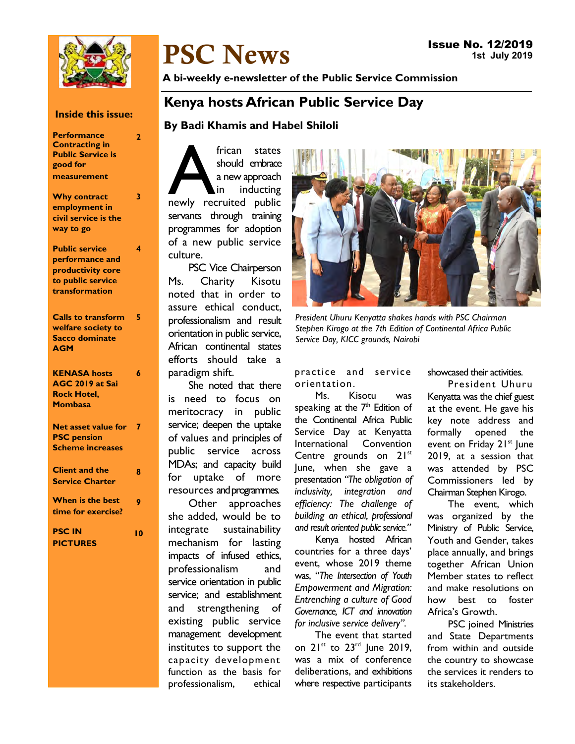# PSC News

**Issue No. 12/2019**
**1st July 2019**

**A bi-weekly e-newsletter of the Public Service Commission**

**Inside this issue:**

| | |
|---|---|
| **Performance Contracting in Public Service is good for measurement** | **2** |
| **Why contract employment in civil service is the way to go** | **3** |
| **Public service performance and productivity core to public service transformation** | **4** |
| **Calls to transform welfare society to Sacco dominate AGM** | **5** |
| **KENASA hosts AGC 2019 at Sai Rock Hotel, Mombasa** | **6** |
| **Net asset value for PSC pension Scheme increases** | **7** |
| **Client and the Service Charter** | **8** |
| **When is the best time for exercise?** | **9** |
| **PSC IN PICTURES** | **10** |

## Kenya hosts African Public Service Day

**By Badi Khamis and Habel Shiloli**

African states should embrace a new approach in inducting newly recruited public servants through training programmes for adoption of a new public service culture.

PSC Vice Chairperson Ms. Charity Kisotu noted that in order to assure ethical conduct, professionalism and result orientation in public service, African continental states efforts should take a paradigm shift.

She noted that there is need to focus on meritocracy in public service; deepen the uptake of values and principles of public service across MDAs; and capacity build for uptake of more resources and programmes.

Other approaches she added, would be to integrate sustainability mechanism for lasting impacts of infused ethics, professionalism and service orientation in public service; and establishment and strengthening of existing public service management development institutes to support the capacity development function as the basis for professionalism, ethical practice and service orientation.

*President Uhuru Kenyatta shakes hands with PSC Chairman Stephen Kirogo at the 7th Edition of Continental Africa Public Service Day, KICC grounds, Nairobi*

Ms. Kisotu was speaking at the 7th Edition of the Continental Africa Public Service Day at Kenyatta International Convention Centre grounds on 21st June, when she gave a presentation *"The obligation of inclusivity, integration and efficiency: The challenge of building an ethical, professional and result oriented public service."*

Kenya hosted African countries for a three days' event, whose 2019 theme was, "*The Intersection of Youth Empowerment and Migration: Entrenching a culture of Good Governance, ICT and innovation for inclusive service delivery*".

The event that started on 21st to 23rd June 2019, was a mix of conference deliberations, and exhibitions where respective participants showcased their activities.

President Uhuru Kenyatta was the chief guest at the event. He gave his key note address and formally opened the event on Friday 21st June 2019, at a session that was attended by PSC Commissioners led by Chairman Stephen Kirogo.

The event, which was organized by the Ministry of Public Service, Youth and Gender, takes place annually, and brings together African Union Member states to reflect and make resolutions on how best to foster Africa's Growth.

PSC joined Ministries and State Departments from within and outside the country to showcase the services it renders to its stakeholders.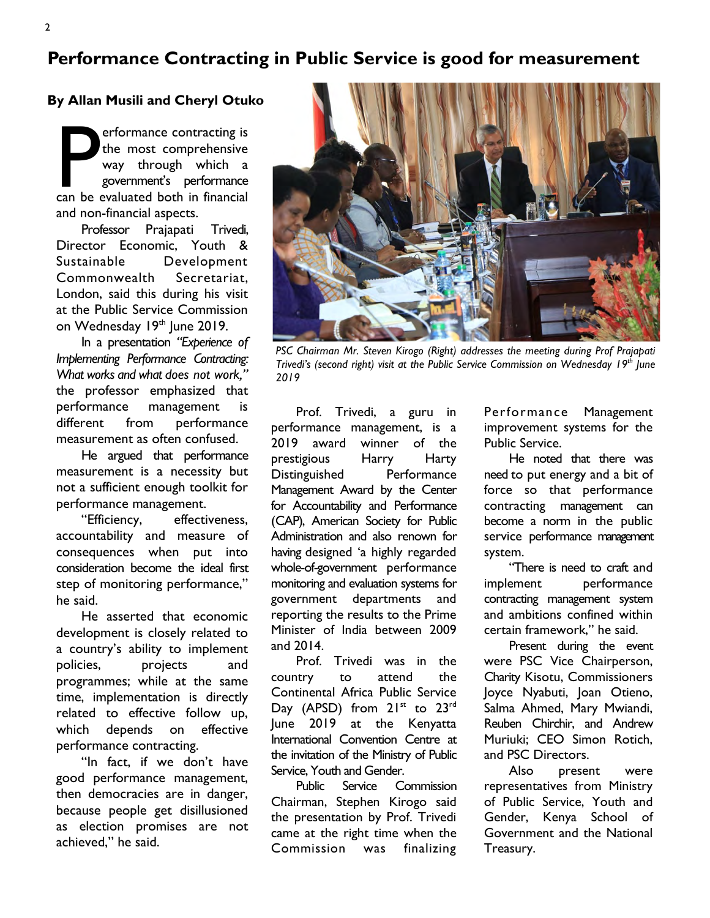# Performance Contracting in Public Service is good for measurement

**By Allan Musili and Cheryl Otuko**

Performance contracting is the most comprehensive way through which a government's performance can be evaluated both in financial and non-financial aspects.

Professor Prajapati Trivedi, Director Economic, Youth & Sustainable Development Commonwealth Secretariat, London, said this during his visit at the Public Service Commission on Wednesday 19th June 2019.

In a presentation *"Experience of Implementing Performance Contracting: What works and what does not work,"* the professor emphasized that performance management is different from performance measurement as often confused.

He argued that performance measurement is a necessity but not a sufficient enough toolkit for performance management.

"Efficiency, effectiveness, accountability and measure of consequences when put into consideration become the ideal first step of monitoring performance," he said.

He asserted that economic development is closely related to a country's ability to implement policies, projects and programmes; while at the same time, implementation is directly related to effective follow up, which depends on effective performance contracting.

"In fact, if we don't have good performance management, then democracies are in danger, because people get disillusioned as election promises are not achieved," he said.

*PSC Chairman Mr. Steven Kirogo (Right) addresses the meeting during Prof Prajapati Trivedi's (second right) visit at the Public Service Commission on Wednesday 19th June 2019*

Prof. Trivedi, a guru in performance management, is a 2019 award winner of the prestigious Harry Harty Distinguished Performance Management Award by the Center for Accountability and Performance (CAP), American Society for Public Administration and also renown for having designed 'a highly regarded whole-of-government performance monitoring and evaluation systems for government departments and reporting the results to the Prime Minister of India between 2009 and 2014.

Prof. Trivedi was in the country to attend the Continental Africa Public Service Day (APSD) from 21st to 23rd June 2019 at the Kenyatta International Convention Centre at the invitation of the Ministry of Public Service, Youth and Gender.

Public Service Commission Chairman, Stephen Kirogo said the presentation by Prof. Trivedi came at the right time when the Commission was finalizing Performance Management improvement systems for the Public Service.

He noted that there was need to put energy and a bit of force so that performance contracting management can become a norm in the public service performance management system.

"There is need to craft and implement performance contracting management system and ambitions confined within certain framework," he said.

Present during the event were PSC Vice Chairperson, Charity Kisotu, Commissioners Joyce Nyabuti, Joan Otieno, Salma Ahmed, Mary Mwiandi, Reuben Chirchir, and Andrew Muriuki; CEO Simon Rotich, and PSC Directors.

Also present were representatives from Ministry of Public Service, Youth and Gender, Kenya School of Government and the National Treasury.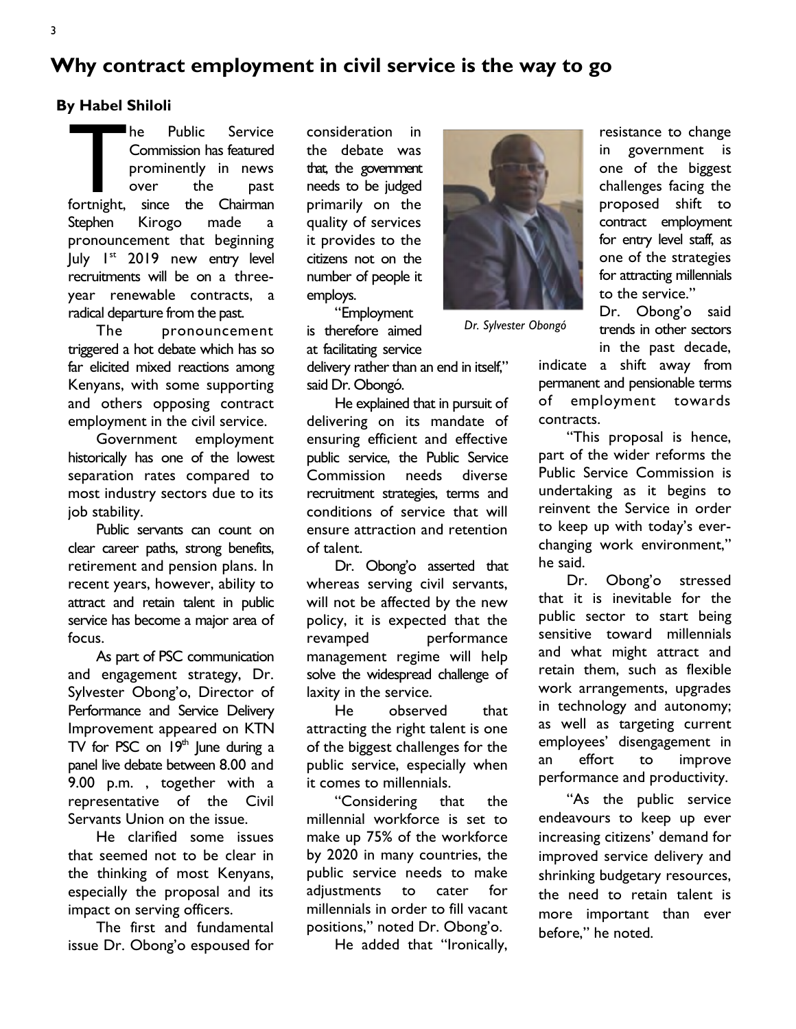# Why contract employment in civil service is the way to go

**By Habel Shiloli**

The Public Service Commission has featured prominently in news over the past fortnight, since the Chairman Stephen Kirogo made a pronouncement that beginning July 1st 2019 new entry level recruitments will be on a three-year renewable contracts, a radical departure from the past.

The pronouncement triggered a hot debate which has so far elicited mixed reactions among Kenyans, with some supporting and others opposing contract employment in the civil service.

Government employment historically has one of the lowest separation rates compared to most industry sectors due to its job stability.

Public servants can count on clear career paths, strong benefits, retirement and pension plans. In recent years, however, ability to attract and retain talent in public service has become a major area of focus.

As part of PSC communication and engagement strategy, Dr. Sylvester Obong'o, Director of Performance and Service Delivery Improvement appeared on KTN TV for PSC on 19th June during a panel live debate between 8.00 and 9.00 p.m. , together with a representative of the Civil Servants Union on the issue.

He clarified some issues that seemed not to be clear in the thinking of most Kenyans, especially the proposal and its impact on serving officers.

The first and fundamental issue Dr. Obong'o espoused for consideration in the debate was that, the government needs to be judged primarily on the quality of services it provides to the citizens not on the number of people it employs.

"Employment is therefore aimed at facilitating service delivery rather than an end in itself," said Dr. Obongó.

He explained that in pursuit of delivering on its mandate of ensuring efficient and effective public service, the Public Service Commission needs diverse recruitment strategies, terms and conditions of service that will ensure attraction and retention of talent.

Dr. Obong'o asserted that whereas serving civil servants, will not be affected by the new policy, it is expected that the revamped performance management regime will help solve the widespread challenge of laxity in the service.

He observed that attracting the right talent is one of the biggest challenges for the public service, especially when it comes to millennials.

"Considering that the millennial workforce is set to make up 75% of the workforce by 2020 in many countries, the public service needs to make adjustments to cater for millennials in order to fill vacant positions," noted Dr. Obong'o.

He added that "Ironically, resistance to change in government is one of the biggest challenges facing the proposed shift to contract employment for entry level staff, as one of the strategies for attracting millennials to the service."

*Dr. Sylvester Obongó*

Dr. Obong'o said trends in other sectors in the past decade, indicate a shift away from permanent and pensionable terms of employment towards contracts.

"This proposal is hence, part of the wider reforms the Public Service Commission is undertaking as it begins to reinvent the Service in order to keep up with today's ever-changing work environment," he said.

Dr. Obong'o stressed that it is inevitable for the public sector to start being sensitive toward millennials and what might attract and retain them, such as flexible work arrangements, upgrades in technology and autonomy; as well as targeting current employees' disengagement in an effort to improve performance and productivity.

"As the public service endeavours to keep up ever increasing citizens' demand for improved service delivery and shrinking budgetary resources, the need to retain talent is more important than ever before," he noted.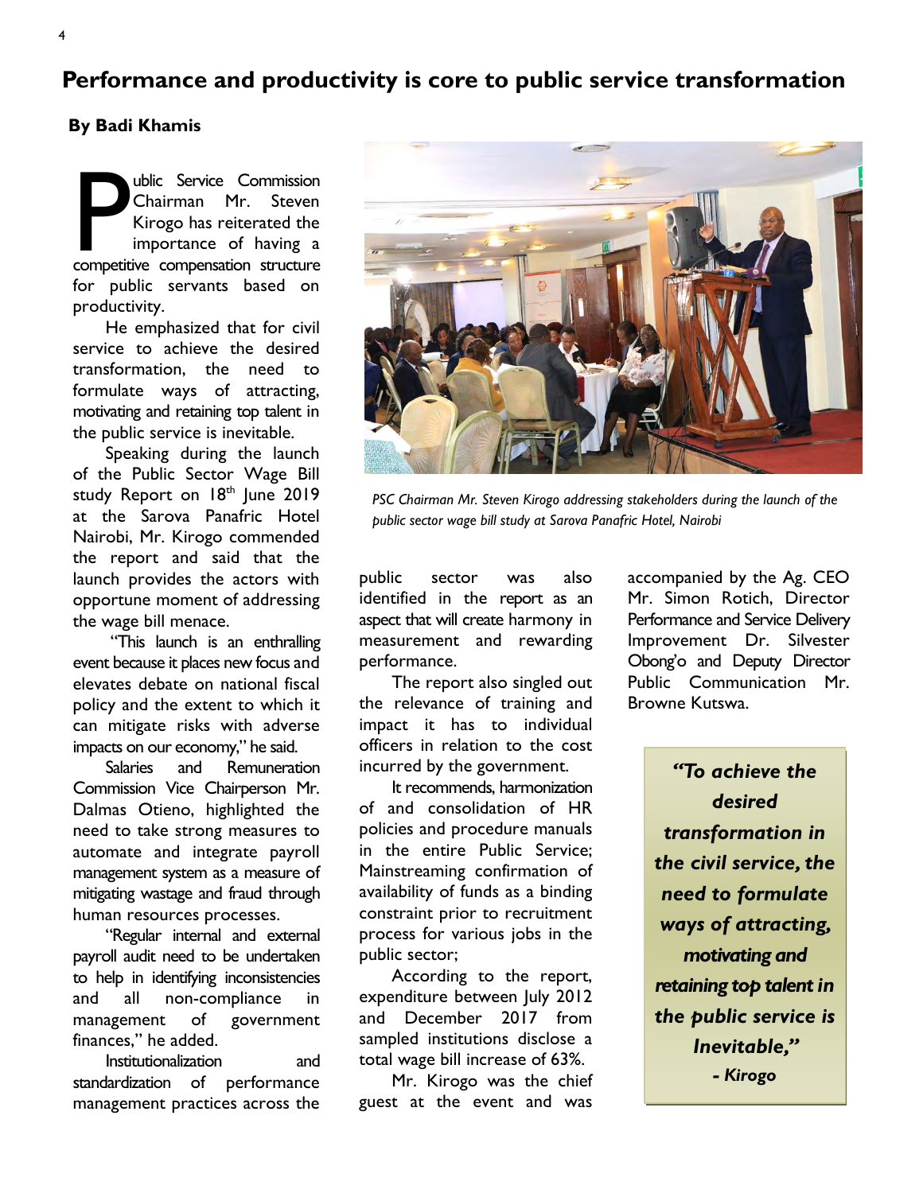# Performance and productivity is core to public service transformation

**By Badi Khamis**

Public Service Commission Chairman Mr. Steven Kirogo has reiterated the importance of having a competitive compensation structure for public servants based on productivity.

He emphasized that for civil service to achieve the desired transformation, the need to formulate ways of attracting, motivating and retaining top talent in the public service is inevitable.

Speaking during the launch of the Public Sector Wage Bill study Report on 18th June 2019 at the Sarova Panafric Hotel Nairobi, Mr. Kirogo commended the report and said that the launch provides the actors with opportune moment of addressing the wage bill menace.

"This launch is an enthralling event because it places new focus and elevates debate on national fiscal policy and the extent to which it can mitigate risks with adverse impacts on our economy," he said.

Salaries and Remuneration Commission Vice Chairperson Mr. Dalmas Otieno, highlighted the need to take strong measures to automate and integrate payroll management system as a measure of mitigating wastage and fraud through human resources processes.

"Regular internal and external payroll audit need to be undertaken to help in identifying inconsistencies and all non-compliance in management of government finances," he added.

Institutionalization and standardization of performance management practices across the public sector was also identified in the report as an aspect that will create harmony in measurement and rewarding performance.

*PSC Chairman Mr. Steven Kirogo addressing stakeholders during the launch of the public sector wage bill study at Sarova Panafric Hotel, Nairobi*

The report also singled out the relevance of training and impact it has to individual officers in relation to the cost incurred by the government.

It recommends, harmonization of and consolidation of HR policies and procedure manuals in the entire Public Service; Mainstreaming confirmation of availability of funds as a binding constraint prior to recruitment process for various jobs in the public sector;

According to the report, expenditure between July 2012 and December 2017 from sampled institutions disclose a total wage bill increase of 63%.

Mr. Kirogo was the chief guest at the event and was accompanied by the Ag. CEO Mr. Simon Rotich, Director Performance and Service Delivery Improvement Dr. Silvester Obong'o and Deputy Director Public Communication Mr. Browne Kutswa.

> ***"To achieve the desired transformation in the civil service, the need to formulate ways of attracting, motivating and retaining top talent in the public service is Inevitable,"***
>
> ***- Kirogo***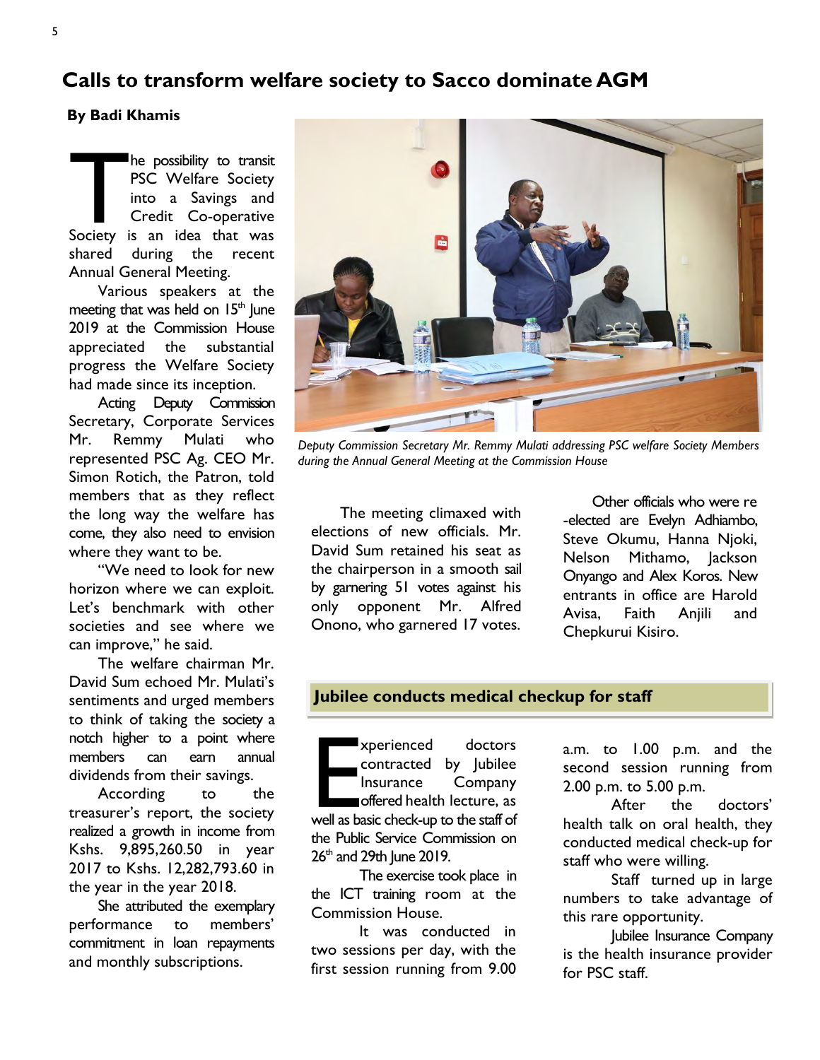# Calls to transform welfare society to Sacco dominate AGM

**By Badi Khamis**

The possibility to transit PSC Welfare Society into a Savings and Credit Co-operative Society is an idea that was shared during the recent Annual General Meeting.

Various speakers at the meeting that was held on 15th June 2019 at the Commission House appreciated the substantial progress the Welfare Society had made since its inception.

Acting Deputy Commission Secretary, Corporate Services Mr. Remmy Mulati who represented PSC Ag. CEO Mr. Simon Rotich, the Patron, told members that as they reflect the long way the welfare has come, they also need to envision where they want to be.

"We need to look for new horizon where we can exploit. Let's benchmark with other societies and see where we can improve," he said.

The welfare chairman Mr. David Sum echoed Mr. Mulati's sentiments and urged members to think of taking the society a notch higher to a point where members can earn annual dividends from their savings.

According to the treasurer's report, the society realized a growth in income from Kshs. 9,895,260.50 in year 2017 to Kshs. 12,282,793.60 in the year in the year 2018.

She attributed the exemplary performance to members' commitment in loan repayments and monthly subscriptions.

*Deputy Commission Secretary Mr. Remmy Mulati addressing PSC welfare Society Members during the Annual General Meeting at the Commission House*

The meeting climaxed with elections of new officials. Mr. David Sum retained his seat as the chairperson in a smooth sail by garnering 51 votes against his only opponent Mr. Alfred Onono, who garnered 17 votes.

Other officials who were re-elected are Evelyn Adhiambo, Steve Okumu, Hanna Njoki, Nelson Mithamo, Jackson Onyango and Alex Koros. New entrants in office are Harold Avisa, Faith Anjili and Chepkurui Kisiro.

## Jubilee conducts medical checkup for staff

Experienced doctors contracted by Jubilee Insurance Company offered health lecture, as well as basic check-up to the staff of the Public Service Commission on 26th and 29th June 2019.

The exercise took place in the ICT training room at the Commission House.

It was conducted in two sessions per day, with the first session running from 9.00 a.m. to 1.00 p.m. and the second session running from 2.00 p.m. to 5.00 p.m.

After the doctors' health talk on oral health, they conducted medical check-up for staff who were willing.

Staff turned up in large numbers to take advantage of this rare opportunity.

Jubilee Insurance Company is the health insurance provider for PSC staff.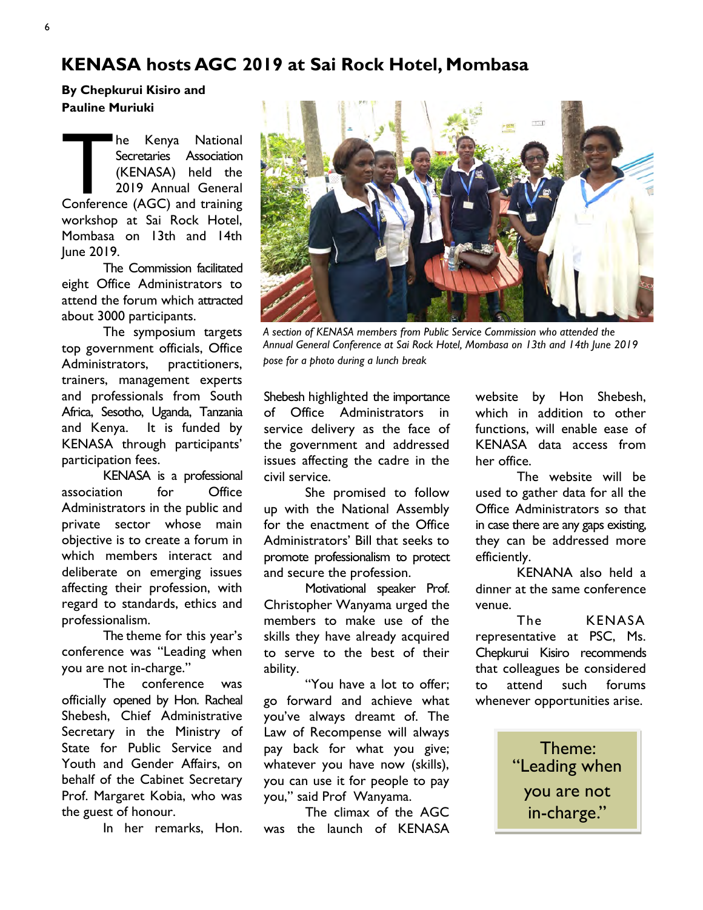# KENASA hosts AGC 2019 at Sai Rock Hotel, Mombasa

**By Chepkurui Kisiro and Pauline Muriuki**

The Kenya National Secretaries Association (KENASA) held the 2019 Annual General Conference (AGC) and training workshop at Sai Rock Hotel, Mombasa on 13th and 14th June 2019.

The Commission facilitated eight Office Administrators to attend the forum which attracted about 3000 participants.

The symposium targets top government officials, Office Administrators, practitioners, trainers, management experts and professionals from South Africa, Sesotho, Uganda, Tanzania and Kenya. It is funded by KENASA through participants' participation fees.

KENASA is a professional association for Office Administrators in the public and private sector whose main objective is to create a forum in which members interact and deliberate on emerging issues affecting their profession, with regard to standards, ethics and professionalism.

The theme for this year's conference was "Leading when you are not in-charge."

The conference was officially opened by Hon. Racheal Shebesh, Chief Administrative Secretary in the Ministry of State for Public Service and Youth and Gender Affairs, on behalf of the Cabinet Secretary Prof. Margaret Kobia, who was the guest of honour.

*A section of KENASA members from Public Service Commission who attended the Annual General Conference at Sai Rock Hotel, Mombasa on 13th and 14th June 2019 pose for a photo during a lunch break*

In her remarks, Hon. Shebesh highlighted the importance of Office Administrators in service delivery as the face of the government and addressed issues affecting the cadre in the civil service.

She promised to follow up with the National Assembly for the enactment of the Office Administrators' Bill that seeks to promote professionalism to protect and secure the profession.

Motivational speaker Prof. Christopher Wanyama urged the members to make use of the skills they have already acquired to serve to the best of their ability.

"You have a lot to offer; go forward and achieve what you've always dreamt of. The Law of Recompense will always pay back for what you give; whatever you have now (skills), you can use it for people to pay you," said Prof Wanyama.

The climax of the AGC was the launch of KENASA website by Hon Shebesh, which in addition to other functions, will enable ease of KENASA data access from her office.

The website will be used to gather data for all the Office Administrators so that in case there are any gaps existing, they can be addressed more efficiently.

KENANA also held a dinner at the same conference venue.

The KENASA representative at PSC, Ms. Chepkurui Kisiro recommends that colleagues be considered to attend such forums whenever opportunities arise.

> Theme: "Leading when you are not in-charge."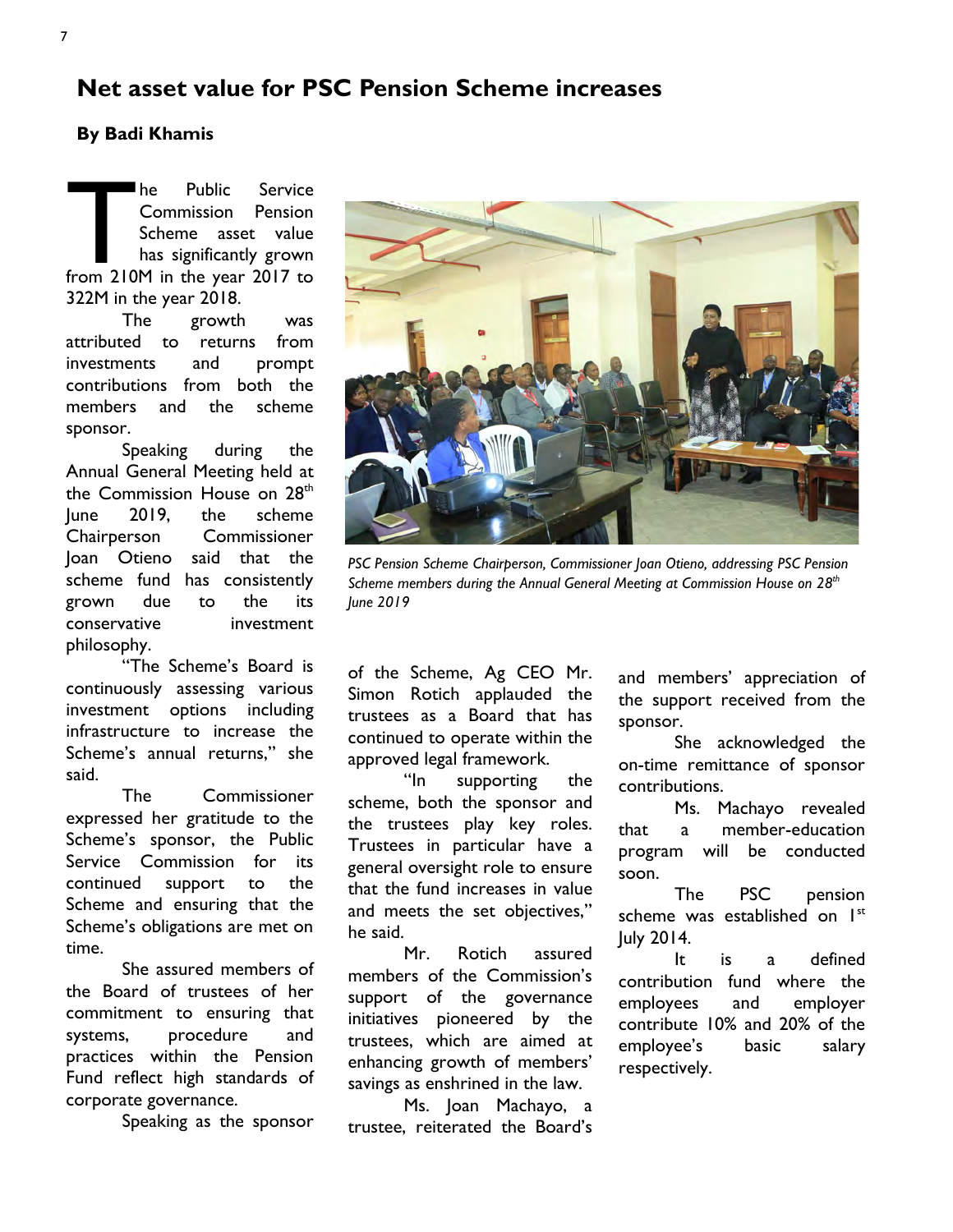# Net asset value for PSC Pension Scheme increases

**By Badi Khamis**

The Public Service Commission Pension Scheme asset value has significantly grown from 210M in the year 2017 to 322M in the year 2018.

The growth was attributed to returns from investments and prompt contributions from both the members and the scheme sponsor.

Speaking during the Annual General Meeting held at the Commission House on 28th June 2019, the scheme Chairperson Commissioner Joan Otieno said that the scheme fund has consistently grown due to the its conservative investment philosophy.

"The Scheme's Board is continuously assessing various investment options including infrastructure to increase the Scheme's annual returns," she said.

The Commissioner expressed her gratitude to the Scheme's sponsor, the Public Service Commission for its continued support to the Scheme and ensuring that the Scheme's obligations are met on time.

She assured members of the Board of trustees of her commitment to ensuring that systems, procedure and practices within the Pension Fund reflect high standards of corporate governance.

*PSC Pension Scheme Chairperson, Commissioner Joan Otieno, addressing PSC Pension Scheme members during the Annual General Meeting at Commission House on 28th June 2019*

Speaking as the sponsor of the Scheme, Ag CEO Mr. Simon Rotich applauded the trustees as a Board that has continued to operate within the approved legal framework.

"In supporting the scheme, both the sponsor and the trustees play key roles. Trustees in particular have a general oversight role to ensure that the fund increases in value and meets the set objectives," he said.

Mr. Rotich assured members of the Commission's support of the governance initiatives pioneered by the trustees, which are aimed at enhancing growth of members' savings as enshrined in the law.

Ms. Joan Machayo, a trustee, reiterated the Board's and members' appreciation of the support received from the sponsor.

She acknowledged the on-time remittance of sponsor contributions.

Ms. Machayo revealed that a member-education program will be conducted soon.

The PSC pension scheme was established on 1st July 2014.

It is a defined contribution fund where the employees and employer contribute 10% and 20% of the employee's basic salary respectively.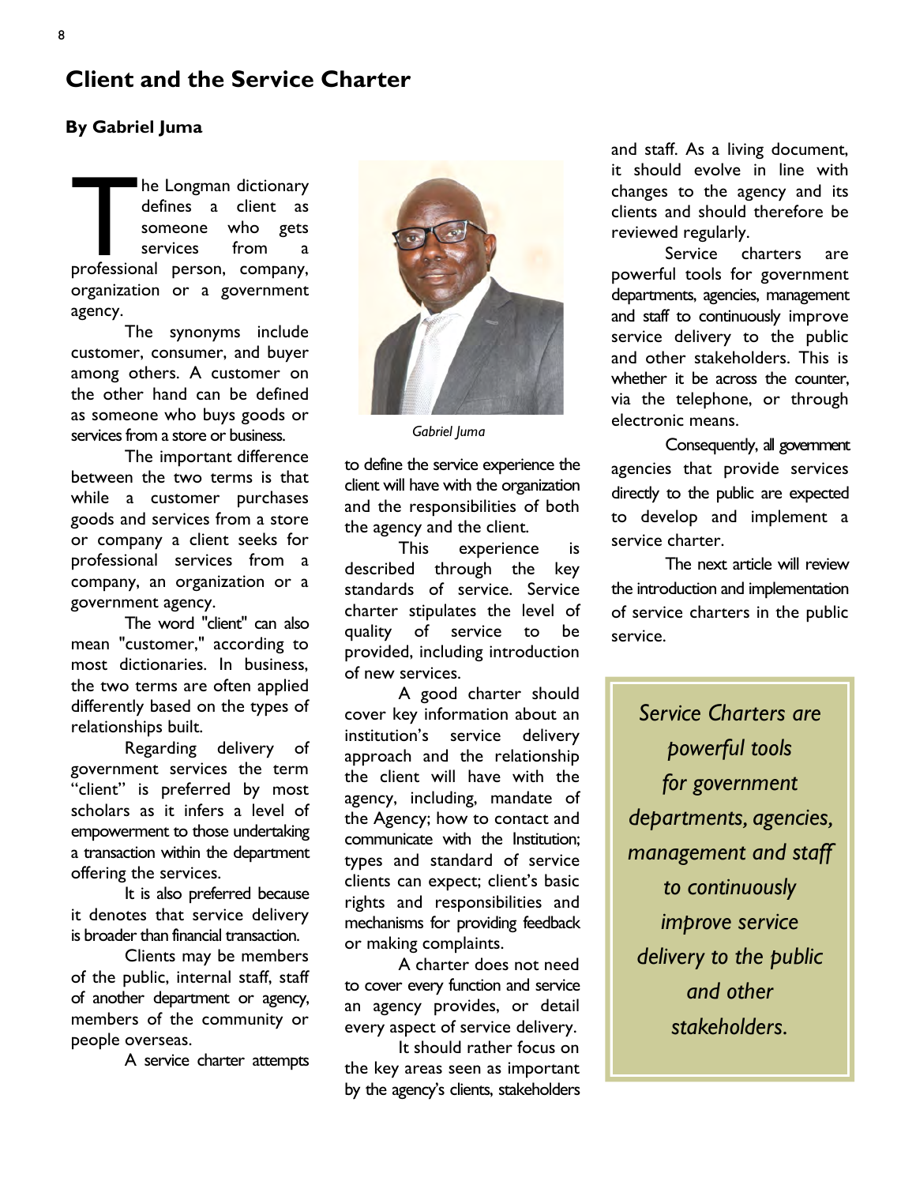# Client and the Service Charter

**By Gabriel Juma**

The Longman dictionary defines a client as someone who gets services from a professional person, company, organization or a government agency.

The synonyms include customer, consumer, and buyer among others. A customer on the other hand can be defined as someone who buys goods or services from a store or business.

The important difference between the two terms is that while a customer purchases goods and services from a store or company a client seeks for professional services from a company, an organization or a government agency.

The word "client" can also mean "customer," according to most dictionaries. In business, the two terms are often applied differently based on the types of relationships built.

Regarding delivery of government services the term "client" is preferred by most scholars as it infers a level of empowerment to those undertaking a transaction within the department offering the services.

It is also preferred because it denotes that service delivery is broader than financial transaction.

Clients may be members of the public, internal staff, staff of another department or agency, members of the community or people overseas.

A service charter attempts to define the service experience the client will have with the organization and the responsibilities of both the agency and the client.

Gabriel Juma

This experience is described through the key standards of service. Service charter stipulates the level of quality of service to be provided, including introduction of new services.

A good charter should cover key information about an institution's service delivery approach and the relationship the client will have with the agency, including, mandate of the Agency; how to contact and communicate with the Institution; types and standard of service clients can expect; client's basic rights and responsibilities and mechanisms for providing feedback or making complaints.

A charter does not need to cover every function and service an agency provides, or detail every aspect of service delivery.

It should rather focus on the key areas seen as important by the agency's clients, stakeholders and staff. As a living document, it should evolve in line with changes to the agency and its clients and should therefore be reviewed regularly.

Service charters are powerful tools for government departments, agencies, management and staff to continuously improve service delivery to the public and other stakeholders. This is whether it be across the counter, via the telephone, or through electronic means.

Consequently, all government agencies that provide services directly to the public are expected to develop and implement a service charter.

The next article will review the introduction and implementation of service charters in the public service.

*Service Charters are powerful tools for government departments, agencies, management and staff to continuously improve service delivery to the public and other stakeholders.*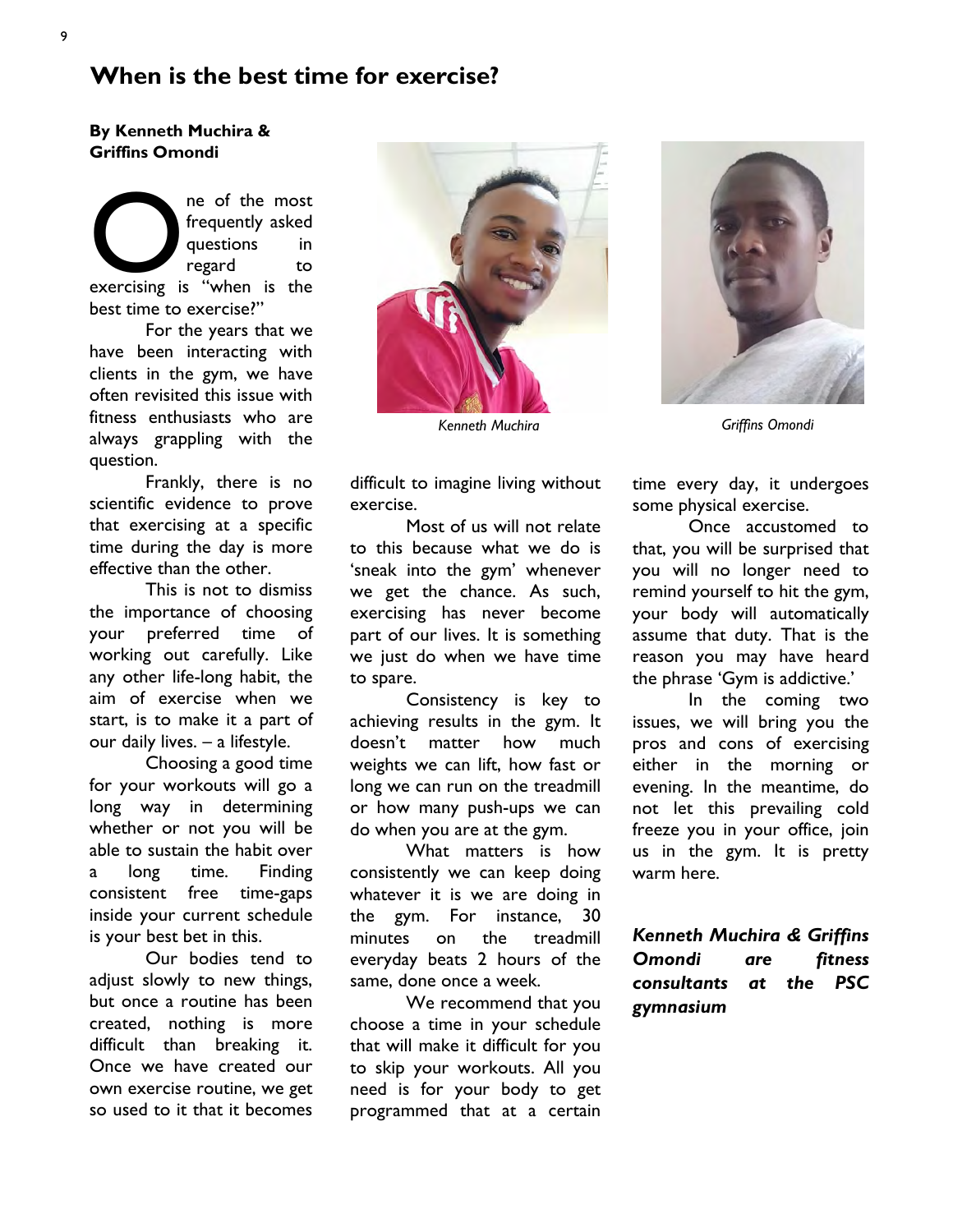## When is the best time for exercise?

**By Kenneth Muchira & Griffins Omondi**

One of the most frequently asked questions in regard to exercising is "when is the best time to exercise?"

For the years that we have been interacting with clients in the gym, we have often revisited this issue with fitness enthusiasts who are always grappling with the question.

Frankly, there is no scientific evidence to prove that exercising at a specific time during the day is more effective than the other.

This is not to dismiss the importance of choosing your preferred time of working out carefully. Like any other life-long habit, the aim of exercise when we start, is to make it a part of our daily lives. – a lifestyle.

Choosing a good time for your workouts will go a long way in determining whether or not you will be able to sustain the habit over a long time. Finding consistent free time-gaps inside your current schedule is your best bet in this.

Our bodies tend to adjust slowly to new things, but once a routine has been created, nothing is more difficult than breaking it. Once we have created our own exercise routine, we get so used to it that it becomes difficult to imagine living without exercise.

Most of us will not relate to this because what we do is 'sneak into the gym' whenever we get the chance. As such, exercising has never become part of our lives. It is something we just do when we have time to spare.

Consistency is key to achieving results in the gym. It doesn't matter how much weights we can lift, how fast or long we can run on the treadmill or how many push-ups we can do when you are at the gym.

What matters is how consistently we can keep doing whatever it is we are doing in the gym. For instance, 30 minutes on the treadmill everyday beats 2 hours of the same, done once a week.

We recommend that you choose a time in your schedule that will make it difficult for you to skip your workouts. All you need is for your body to get programmed that at a certain time every day, it undergoes some physical exercise.

Once accustomed to that, you will be surprised that you will no longer need to remind yourself to hit the gym, your body will automatically assume that duty. That is the reason you may have heard the phrase 'Gym is addictive.'

In the coming two issues, we will bring you the pros and cons of exercising either in the morning or evening. In the meantime, do not let this prevailing cold freeze you in your office, join us in the gym. It is pretty warm here.

*Kenneth Muchira*

*Griffins Omondi*

***Kenneth Muchira & Griffins Omondi are fitness consultants at the PSC gymnasium***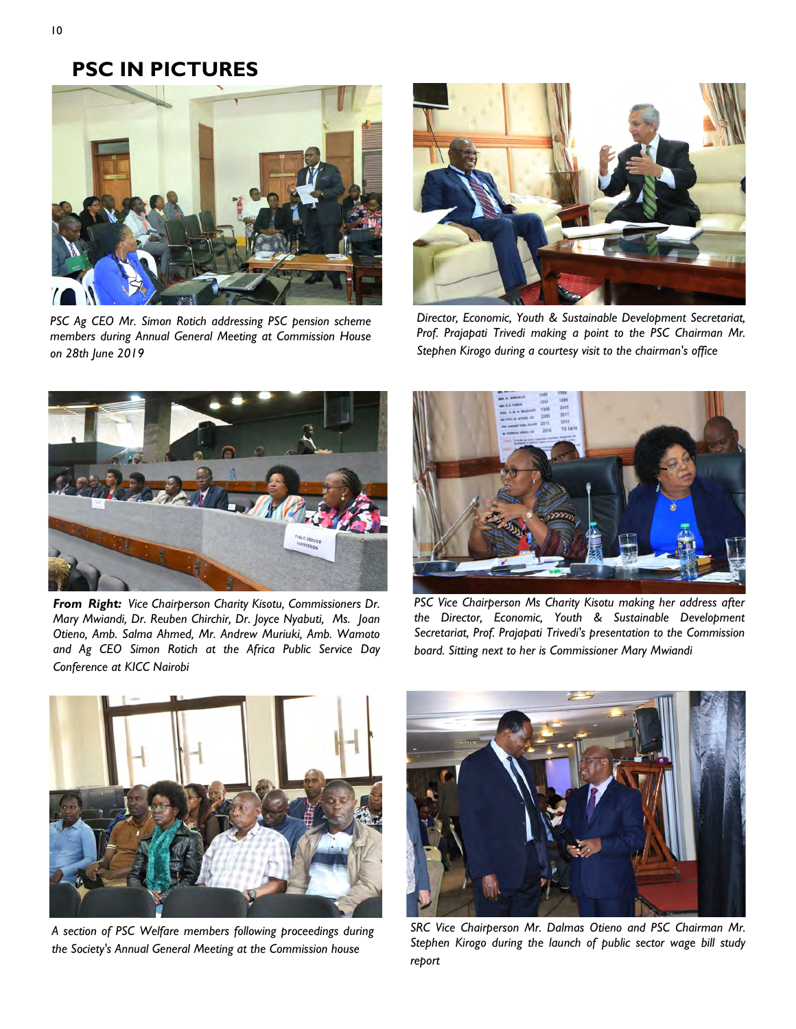# PSC IN PICTURES

*PSC Ag CEO Mr. Simon Rotich addressing PSC pension scheme members during Annual General Meeting at Commission House on 28th June 2019*

*Director, Economic, Youth & Sustainable Development Secretariat, Prof. Prajapati Trivedi making a point to the PSC Chairman Mr. Stephen Kirogo during a courtesy visit to the chairman's office*

***From Right:*** *Vice Chairperson Charity Kisotu, Commissioners Dr. Mary Mwiandi, Dr. Reuben Chirchir, Dr. Joyce Nyabuti, Ms. Joan Otieno, Amb. Salma Ahmed, Mr. Andrew Muriuki, Amb. Wamoto and Ag CEO Simon Rotich at the Africa Public Service Day Conference at KICC Nairobi*

*PSC Vice Chairperson Ms Charity Kisotu making her address after the Director, Economic, Youth & Sustainable Development Secretariat, Prof. Prajapati Trivedi's presentation to the Commission board. Sitting next to her is Commissioner Mary Mwiandi*

*A section of PSC Welfare members following proceedings during the Society's Annual General Meeting at the Commission house*

*SRC Vice Chairperson Mr. Dalmas Otieno and PSC Chairman Mr. Stephen Kirogo during the launch of public sector wage bill study report*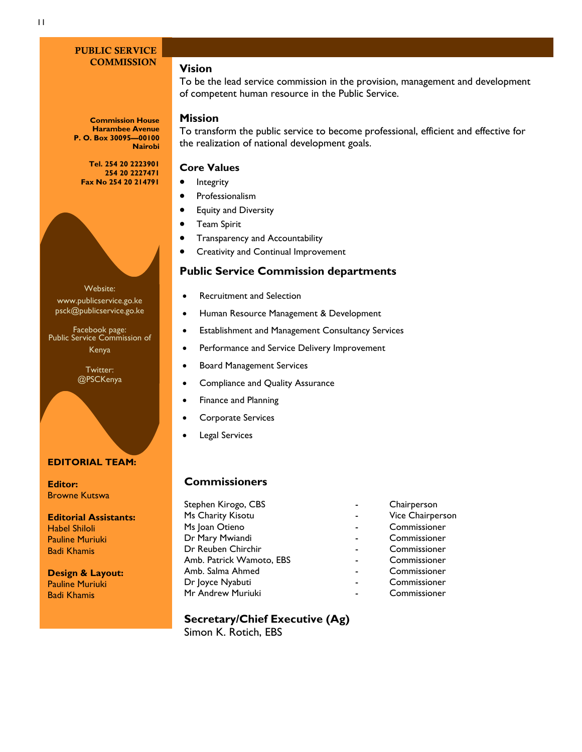**PUBLIC SERVICE COMMISSION**

**Commission House**
**Harambee Avenue**
**P. O. Box 30095—00100**
**Nairobi**

**Tel. 254 20 2223901**
**254 20 2227471**
**Fax No 254 20 214791**

Website:
www.publicservice.go.ke
psck@publicservice.go.ke

Facebook page:
Public Service Commission of Kenya

Twitter:
@PSCKenya

**EDITORIAL TEAM:**

**Editor:**
Browne Kutswa

**Editorial Assistants:**
Habel Shiloli
Pauline Muriuki
Badi Khamis

**Design & Layout:**
Pauline Muriuki
Badi Khamis

## Vision

To be the lead service commission in the provision, management and development of competent human resource in the Public Service.

## Mission

To transform the public service to become professional, efficient and effective for the realization of national development goals.

## Core Values

- Integrity
- Professionalism
- Equity and Diversity
- Team Spirit
- Transparency and Accountability
- Creativity and Continual Improvement

## Public Service Commission departments

- Recruitment and Selection
- Human Resource Management & Development
- Establishment and Management Consultancy Services
- Performance and Service Delivery Improvement
- Board Management Services
- Compliance and Quality Assurance
- Finance and Planning
- Corporate Services
- Legal Services

## Commissioners

| | | |
|---|---|---|
| Stephen Kirogo, CBS | - | Chairperson |
| Ms Charity Kisotu | - | Vice Chairperson |
| Ms Joan Otieno | - | Commissioner |
| Dr Mary Mwiandi | - | Commissioner |
| Dr Reuben Chirchir | - | Commissioner |
| Amb. Patrick Wamoto, EBS | - | Commissioner |
| Amb. Salma Ahmed | - | Commissioner |
| Dr Joyce Nyabuti | - | Commissioner |
| Mr Andrew Muriuki | - | Commissioner |

## Secretary/Chief Executive (Ag)

Simon K. Rotich, EBS